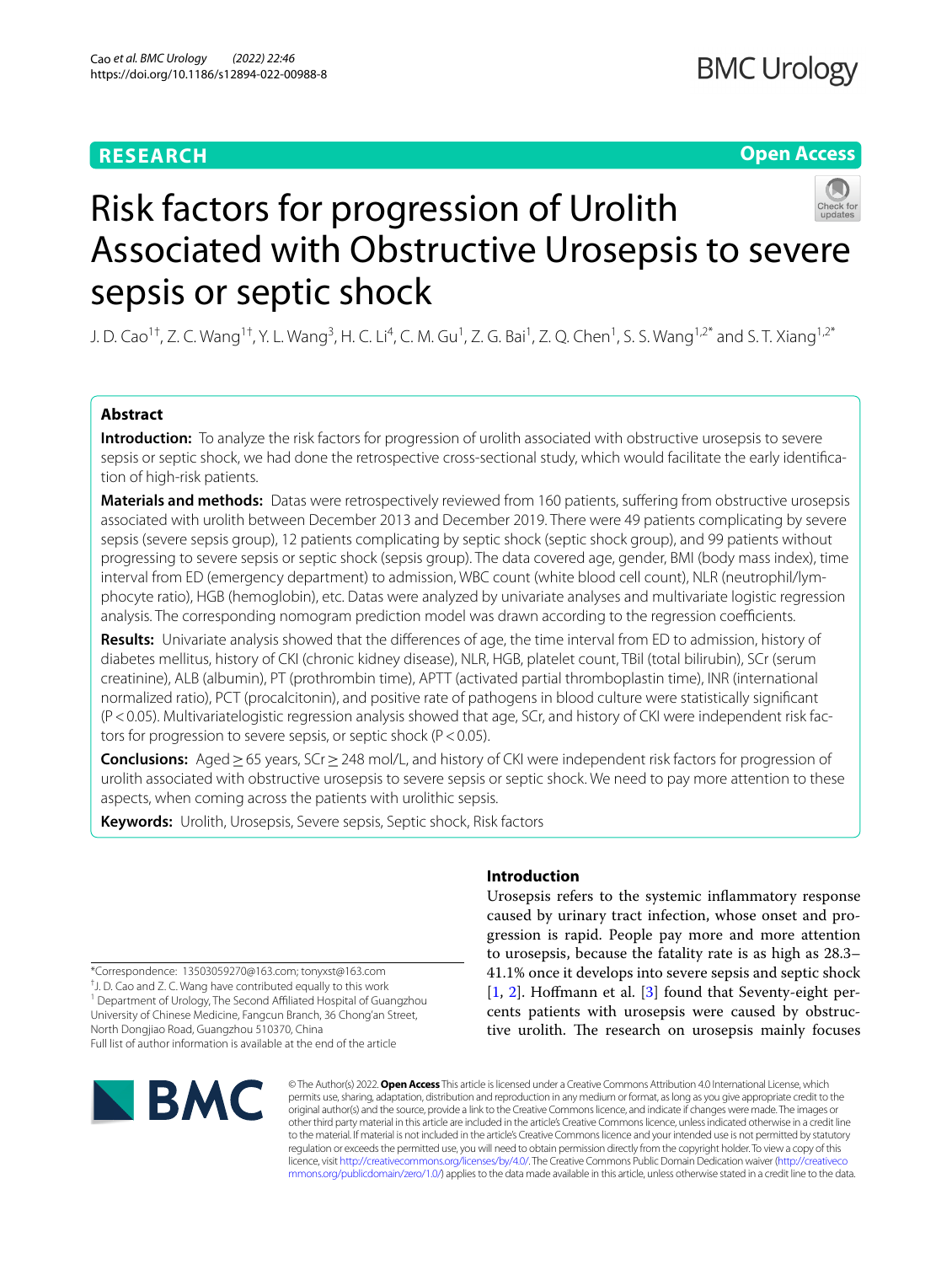**RESEARCH** **Open Access**

# Risk factors for progression of Urolith Associated with Obstructive Urosepsis to severe sepsis or septic shock

J. D. Cao[1†], Z. C. Wang[1†], Y. L. Wang[3], H. C. Li[4], C. M. Gu[1], Z. G. Bai[1], Z. Q. Chen[1], S. S. Wang[1,2*] and S. T. Xiang[1,2*]

## Abstract

**Introduction:** To analyze the risk factors for progression of urolith associated with obstructive urosepsis to severe sepsis or septic shock, we had done the retrospective cross-sectional study, which would facilitate the early identification of high-risk patients.

**Materials and methods:** Datas were retrospectively reviewed from 160 patients, suffering from obstructive urosepsis associated with urolith between December 2013 and December 2019. There were 49 patients complicating by severe sepsis (severe sepsis group), 12 patients complicating by septic shock (septic shock group), and 99 patients without progressing to severe sepsis or septic shock (sepsis group). The data covered age, gender, BMI (body mass index), time interval from ED (emergency department) to admission, WBC count (white blood cell count), NLR (neutrophil/lymphocyte ratio), HGB (hemoglobin), etc. Datas were analyzed by univariate analyses and multivariate logistic regression analysis. The corresponding nomogram prediction model was drawn according to the regression coefficients.

**Results:** Univariate analysis showed that the differences of age, the time interval from ED to admission, history of diabetes mellitus, history of CKI (chronic kidney disease), NLR, HGB, platelet count, TBil (total bilirubin), SCr (serum creatinine), ALB (albumin), PT (prothrombin time), APTT (activated partial thromboplastin time), INR (international normalized ratio), PCT (procalcitonin), and positive rate of pathogens in blood culture were statistically significant ($P < 0.05$). Multivariatelogistic regression analysis showed that age, SCr, and history of CKI were independent risk factors for progression to severe sepsis, or septic shock ($P < 0.05$).

**Conclusions:** Aged ≥ 65 years, SCr ≥ 248 mol/L, and history of CKI were independent risk factors for progression of urolith associated with obstructive urosepsis to severe sepsis or septic shock. We need to pay more attention to these aspects, when coming across the patients with urolithic sepsis.

**Keywords:** Urolith, Urosepsis, Severe sepsis, Septic shock, Risk factors

## Introduction

Urosepsis refers to the systemic inflammatory response caused by urinary tract infection, whose onset and progression is rapid. People pay more and more attention to urosepsis, because the fatality rate is as high as 28.3–41.1% once it develops into severe sepsis and septic shock [1, 2]. Hoffmann et al. [3] found that Seventy-eight percents patients with urosepsis were caused by obstructive urolith. The research on urosepsis mainly focuses

*Correspondence: 13503059270@163.com; tonyxst@163.com

† J. D. Cao and Z. C. Wang have contributed equally to this work

[1] Department of Urology, The Second Affiliated Hospital of Guangzhou University of Chinese Medicine, Fangcun Branch, 36 Chong'an Street, North Dongjiao Road, Guangzhou 510370, China

Full list of author information is available at the end of the article

© The Author(s) 2022. **Open Access** This article is licensed under a Creative Commons Attribution 4.0 International License, which permits use, sharing, adaptation, distribution and reproduction in any medium or format, as long as you give appropriate credit to the original author(s) and the source, provide a link to the Creative Commons licence, and indicate if changes were made. The images or other third party material in this article are included in the article's Creative Commons licence, unless indicated otherwise in a credit line to the material. If material is not included in the article's Creative Commons licence and your intended use is not permitted by statutory regulation or exceeds the permitted use, you will need to obtain permission directly from the copyright holder. To view a copy of this licence, visit http://creativecommons.org/licenses/by/4.0/. The Creative Commons Public Domain Dedication waiver (http://creativecommons.org/publicdomain/zero/1.0/) applies to the data made available in this article, unless otherwise stated in a credit line to the data.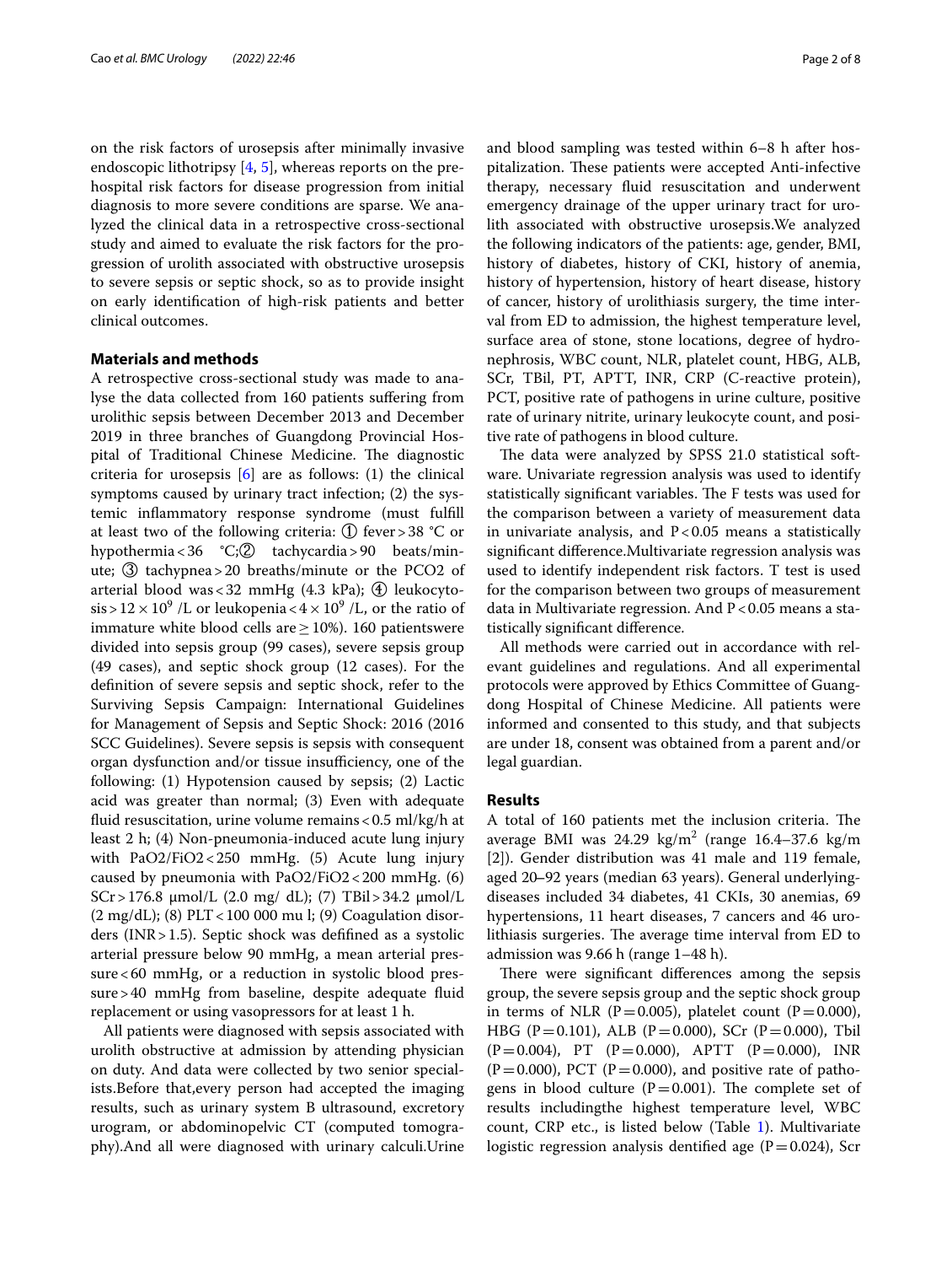on the risk factors of urosepsis after minimally invasive endoscopic lithotripsy [4, 5], whereas reports on the prehospital risk factors for disease progression from initial diagnosis to more severe conditions are sparse. We analyzed the clinical data in a retrospective cross-sectional study and aimed to evaluate the risk factors for the progression of urolith associated with obstructive urosepsis to severe sepsis or septic shock, so as to provide insight on early identification of high-risk patients and better clinical outcomes.

## Materials and methods

A retrospective cross-sectional study was made to analyse the data collected from 160 patients suffering from urolithic sepsis between December 2013 and December 2019 in three branches of Guangdong Provincial Hospital of Traditional Chinese Medicine. The diagnostic criteria for urosepsis [6] are as follows: (1) the clinical symptoms caused by urinary tract infection; (2) the systemic inflammatory response syndrome (must fulfill at least two of the following criteria: ① fever > 38 °C or hypothermia < 36 °C;② tachycardia > 90 beats/minute; ③ tachypnea > 20 breaths/minute or the PCO2 of arterial blood was < 32 mmHg (4.3 kPa); ④ leukocytosis > $12 \times 10^9$ /L or leukopenia < $4 \times 10^9$ /L, or the ratio of immature white blood cells are ≥ 10%). 160 patientswere divided into sepsis group (99 cases), severe sepsis group (49 cases), and septic shock group (12 cases). For the definition of severe sepsis and septic shock, refer to the Surviving Sepsis Campaign: International Guidelines for Management of Sepsis and Septic Shock: 2016 (2016 SCC Guidelines). Severe sepsis is sepsis with consequent organ dysfunction and/or tissue insufficiency, one of the following: (1) Hypotension caused by sepsis; (2) Lactic acid was greater than normal; (3) Even with adequate fluid resuscitation, urine volume remains < 0.5 ml/kg/h at least 2 h; (4) Non-pneumonia-induced acute lung injury with PaO2/FiO2 < 250 mmHg. (5) Acute lung injury caused by pneumonia with PaO2/FiO2 < 200 mmHg. (6) SCr > 176.8 μmol/L (2.0 mg/ dL); (7) TBil > 34.2 μmol/L (2 mg/dL); (8) PLT < 100 000 mu l; (9) Coagulation disorders (INR > 1.5). Septic shock was defined as a systolic arterial pressure below 90 mmHg, a mean arterial pressure < 60 mmHg, or a reduction in systolic blood pressure > 40 mmHg from baseline, despite adequate fluid replacement or using vasopressors for at least 1 h.

All patients were diagnosed with sepsis associated with urolith obstructive at admission by attending physician on duty. And data were collected by two senior specialists.Before that,every person had accepted the imaging results, such as urinary system B ultrasound, excretory urogram, or abdominopelvic CT (computed tomography).And all were diagnosed with urinary calculi.Urine and blood sampling was tested within 6–8 h after hospitalization. These patients were accepted Anti-infective therapy, necessary fluid resuscitation and underwent emergency drainage of the upper urinary tract for urolith associated with obstructive urosepsis.We analyzed the following indicators of the patients: age, gender, BMI, history of diabetes, history of CKI, history of anemia, history of hypertension, history of heart disease, history of cancer, history of urolithiasis surgery, the time interval from ED to admission, the highest temperature level, surface area of stone, stone locations, degree of hydronephrosis, WBC count, NLR, platelet count, HBG, ALB, SCr, TBil, PT, APTT, INR, CRP (C-reactive protein), PCT, positive rate of pathogens in urine culture, positive rate of urinary nitrite, urinary leukocyte count, and positive rate of pathogens in blood culture.

The data were analyzed by SPSS 21.0 statistical software. Univariate regression analysis was used to identify statistically significant variables. The F tests was used for the comparison between a variety of measurement data in univariate analysis, and P < 0.05 means a statistically significant difference.Multivariate regression analysis was used to identify independent risk factors. T test is used for the comparison between two groups of measurement data in Multivariate regression. And P < 0.05 means a statistically significant difference.

All methods were carried out in accordance with relevant guidelines and regulations. And all experimental protocols were approved by Ethics Committee of Guangdong Hospital of Chinese Medicine. All patients were informed and consented to this study, and that subjects are under 18, consent was obtained from a parent and/or legal guardian.

## Results

A total of 160 patients met the inclusion criteria. The average BMI was 24.29 kg/m$^2$ (range 16.4–37.6 kg/m [2]). Gender distribution was 41 male and 119 female, aged 20–92 years (median 63 years). General underlying-diseases included 34 diabetes, 41 CKIs, 30 anemias, 69 hypertensions, 11 heart diseases, 7 cancers and 46 urolithiasis surgeries. The average time interval from ED to admission was 9.66 h (range 1–48 h).

There were significant differences among the sepsis group, the severe sepsis group and the septic shock group in terms of NLR (P = 0.005), platelet count (P = 0.000), HBG (P = 0.101), ALB (P = 0.000), SCr (P = 0.000), Tbil (P = 0.004), PT (P = 0.000), APTT (P = 0.000), INR (P = 0.000), PCT (P = 0.000), and positive rate of pathogens in blood culture (P = 0.001). The complete set of results includingthe highest temperature level, WBC count, CRP etc., is listed below (Table 1). Multivariate logistic regression analysis dentified age (P = 0.024), Scr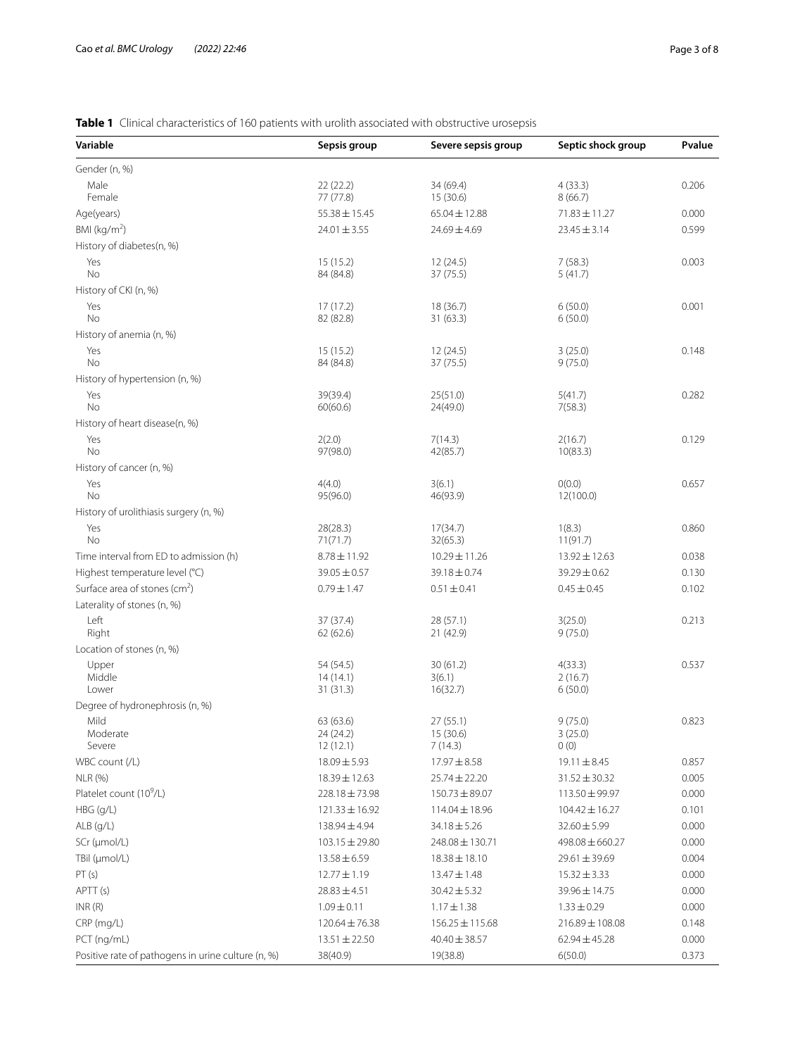**Table 1** Clinical characteristics of 160 patients with urolith associated with obstructive urosepsis

| Variable | Sepsis group | Severe sepsis group | Septic shock group | Pvalue |
|---|---|---|---|---|
| Gender (n, %) | | | | |
| Male | 22 (22.2) | 34 (69.4) | 4 (33.3) | 0.206 |
| Female | 77 (77.8) | 15 (30.6) | 8 (66.7) | |
| Age(years) | 55.38 ± 15.45 | 65.04 ± 12.88 | 71.83 ± 11.27 | 0.000 |
| BMI (kg/m$^2$) | 24.01 ± 3.55 | 24.69 ± 4.69 | 23.45 ± 3.14 | 0.599 |
| History of diabetes(n, %) | | | | |
| Yes | 15 (15.2) | 12 (24.5) | 7 (58.3) | 0.003 |
| No | 84 (84.8) | 37 (75.5) | 5 (41.7) | |
| History of CKI (n, %) | | | | |
| Yes | 17 (17.2) | 18 (36.7) | 6 (50.0) | 0.001 |
| No | 82 (82.8) | 31 (63.3) | 6 (50.0) | |
| History of anemia (n, %) | | | | |
| Yes | 15 (15.2) | 12 (24.5) | 3 (25.0) | 0.148 |
| No | 84 (84.8) | 37 (75.5) | 9 (75.0) | |
| History of hypertension (n, %) | | | | |
| Yes | 39(39.4) | 25(51.0) | 5(41.7) | 0.282 |
| No | 60(60.6) | 24(49.0) | 7(58.3) | |
| History of heart disease(n, %) | | | | |
| Yes | 2(2.0) | 7(14.3) | 2(16.7) | 0.129 |
| No | 97(98.0) | 42(85.7) | 10(83.3) | |
| History of cancer (n, %) | | | | |
| Yes | 4(4.0) | 3(6.1) | 0(0.0) | 0.657 |
| No | 95(96.0) | 46(93.9) | 12(100.0) | |
| History of urolithiasis surgery (n, %) | | | | |
| Yes | 28(28.3) | 17(34.7) | 1(8.3) | 0.860 |
| No | 71(71.7) | 32(65.3) | 11(91.7) | |
| Time interval from ED to admission (h) | 8.78 ± 11.92 | 10.29 ± 11.26 | 13.92 ± 12.63 | 0.038 |
| Highest temperature level (°C) | 39.05 ± 0.57 | 39.18 ± 0.74 | 39.29 ± 0.62 | 0.130 |
| Surface area of stones (cm$^2$) | 0.79 ± 1.47 | 0.51 ± 0.41 | 0.45 ± 0.45 | 0.102 |
| Laterality of stones (n, %) | | | | |
| Left | 37 (37.4) | 28 (57.1) | 3(25.0) | 0.213 |
| Right | 62 (62.6) | 21 (42.9) | 9 (75.0) | |
| Location of stones (n, %) | | | | |
| Upper | 54 (54.5) | 30 (61.2) | 4(33.3) | 0.537 |
| Middle | 14 (14.1) | 3(6.1) | 2 (16.7) | |
| Lower | 31 (31.3) | 16(32.7) | 6 (50.0) | |
| Degree of hydronephrosis (n, %) | | | | |
| Mild | 63 (63.6) | 27 (55.1) | 9 (75.0) | 0.823 |
| Moderate | 24 (24.2) | 15 (30.6) | 3 (25.0) | |
| Severe | 12 (12.1) | 7 (14.3) | 0 (0) | |
| WBC count (/L) | 18.09 ± 5.93 | 17.97 ± 8.58 | 19.11 ± 8.45 | 0.857 |
| NLR (%) | 18.39 ± 12.63 | 25.74 ± 22.20 | 31.52 ± 30.32 | 0.005 |
| Platelet count (10$^9$/L) | 228.18 ± 73.98 | 150.73 ± 89.07 | 113.50 ± 99.97 | 0.000 |
| HBG (g/L) | 121.33 ± 16.92 | 114.04 ± 18.96 | 104.42 ± 16.27 | 0.101 |
| ALB (g/L) | 138.94 ± 4.94 | 34.18 ± 5.26 | 32.60 ± 5.99 | 0.000 |
| SCr (μmol/L) | 103.15 ± 29.80 | 248.08 ± 130.71 | 498.08 ± 660.27 | 0.000 |
| TBil (μmol/L) | 13.58 ± 6.59 | 18.38 ± 18.10 | 29.61 ± 39.69 | 0.004 |
| PT (s) | 12.77 ± 1.19 | 13.47 ± 1.48 | 15.32 ± 3.33 | 0.000 |
| APTT (s) | 28.83 ± 4.51 | 30.42 ± 5.32 | 39.96 ± 14.75 | 0.000 |
| INR (R) | 1.09 ± 0.11 | 1.17 ± 1.38 | 1.33 ± 0.29 | 0.000 |
| CRP (mg/L) | 120.64 ± 76.38 | 156.25 ± 115.68 | 216.89 ± 108.08 | 0.148 |
| PCT (ng/mL) | 13.51 ± 22.50 | 40.40 ± 38.57 | 62.94 ± 45.28 | 0.000 |
| Positive rate of pathogens in urine culture (n, %) | 38(40.9) | 19(38.8) | 6(50.0) | 0.373 |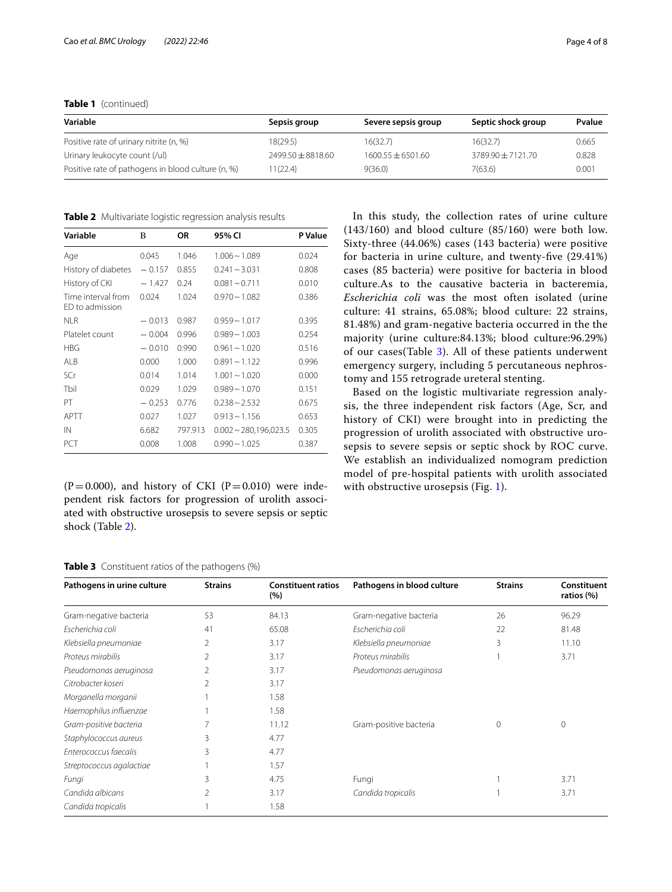**Table 1** (continued)

| Variable | Sepsis group | Severe sepsis group | Septic shock group | Pvalue |
|---|---|---|---|---|
| Positive rate of urinary nitrite (n, %) | 18(29.5) | 16(32.7) | 16(32.7) | 0.665 |
| Urinary leukocyte count (/ul) | 2499.50 ± 8818.60 | 1600.55 ± 6501.60 | 3789.90 ± 7121.70 | 0.828 |
| Positive rate of pathogens in blood culture (n, %) | 11(22.4) | 9(36.0) | 7(63.6) | 0.001 |

**Table 2** Multivariate logistic regression analysis results

| Variable | B | OR | 95% CI | P Value |
|---|---|---|---|---|
| Age | 0.045 | 1.046 | 1.006 ~ 1.089 | 0.024 |
| History of diabetes | − 0.157 | 0.855 | 0.241 ~ 3.031 | 0.808 |
| History of CKI | − 1.427 | 0.24 | 0.081 ~ 0.711 | 0.010 |
| Time interval from ED to admission | 0.024 | 1.024 | 0.970 ~ 1.082 | 0.386 |
| NLR | − 0.013 | 0.987 | 0.959 ~ 1.017 | 0.395 |
| Platelet count | − 0.004 | 0.996 | 0.989 ~ 1.003 | 0.254 |
| HBG | − 0.010 | 0.990 | 0.961 ~ 1.020 | 0.516 |
| ALB | 0.000 | 1.000 | 0.891 ~ 1.122 | 0.996 |
| SCr | 0.014 | 1.014 | 1.001 ~ 1.020 | 0.000 |
| Tbil | 0.029 | 1.029 | 0.989 ~ 1.070 | 0.151 |
| PT | − 0.253 | 0.776 | 0.238 ~ 2.532 | 0.675 |
| APTT | 0.027 | 1.027 | 0.913 ~ 1.156 | 0.653 |
| IN | 6.682 | 797.913 | 0.002 ~ 280,196,023.5 | 0.305 |
| PCT | 0.008 | 1.008 | 0.990 ~ 1.025 | 0.387 |

(P = 0.000), and history of CKI (P = 0.010) were independent risk factors for progression of urolith associated with obstructive urosepsis to severe sepsis or septic shock (Table 2).

In this study, the collection rates of urine culture (143/160) and blood culture (85/160) were both low. Sixty-three (44.06%) cases (143 bacteria) were positive for bacteria in urine culture, and twenty-five (29.41%) cases (85 bacteria) were positive for bacteria in blood culture.As to the causative bacteria in bacteremia, *Escherichia coli* was the most often isolated (urine culture: 41 strains, 65.08%; blood culture: 22 strains, 81.48%) and gram-negative bacteria occurred in the the majority (urine culture:84.13%; blood culture:96.29%) of our cases(Table 3). All of these patients underwent emergency surgery, including 5 percutaneous nephrostomy and 155 retrograde ureteral stenting.

Based on the logistic multivariate regression analysis, the three independent risk factors (Age, Scr, and history of CKI) were brought into in predicting the progression of urolith associated with obstructive urosepsis to severe sepsis or septic shock by ROC curve. We establish an individualized nomogram prediction model of pre-hospital patients with urolith associated with obstructive urosepsis (Fig. 1).

**Table 3** Constituent ratios of the pathogens (%)

| Pathogens in urine culture | Strains | Constituent ratios (%) | Pathogens in blood culture | Strains | Constituent ratios (%) |
|---|---|---|---|---|---|
| Gram-negative bacteria | 53 | 84.13 | Gram-negative bacteria | 26 | 96.29 |
| *Escherichia coli* | 41 | 65.08 | *Escherichia coli* | 22 | 81.48 |
| *Klebsiella pneumoniae* | 2 | 3.17 | *Klebsiella pneumoniae* | 3 | 11.10 |
| *Proteus mirabilis* | 2 | 3.17 | *Proteus mirabilis* | 1 | 3.71 |
| *Pseudomonas aeruginosa* | 2 | 3.17 | *Pseudomonas aeruginosa* | | |
| *Citrobacter koseri* | 2 | 3.17 | | | |
| *Morganella morganii* | 1 | 1.58 | | | |
| *Haemophilus influenzae* | 1 | 1.58 | | | |
| *Gram-positive bacteria* | 7 | 11.12 | Gram-positive bacteria | 0 | 0 |
| *Staphylococcus aureus* | 3 | 4.77 | | | |
| *Enterococcus faecalis* | 3 | 4.77 | | | |
| *Streptococcus agalactiae* | 1 | 1.57 | | | |
| *Fungi* | 3 | 4.75 | Fungi | 1 | 3.71 |
| *Candida albicans* | 2 | 3.17 | *Candida tropicalis* | 1 | 3.71 |
| *Candida tropicalis* | 1 | 1.58 | | | |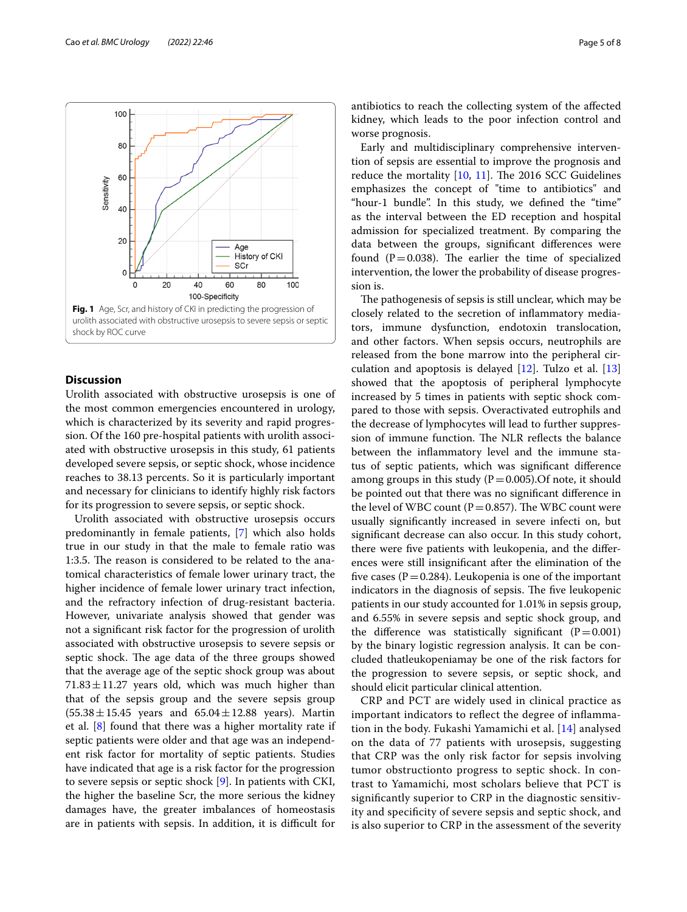Fig. 1 Age, Scr, and history of CKI in predicting the progression of urolith associated with obstructive urosepsis to severe sepsis or septic shock by ROC curve

## Discussion

Urolith associated with obstructive urosepsis is one of the most common emergencies encountered in urology, which is characterized by its severity and rapid progression. Of the 160 pre-hospital patients with urolith associated with obstructive urosepsis in this study, 61 patients developed severe sepsis, or septic shock, whose incidence reaches to 38.13 percents. So it is particularly important and necessary for clinicians to identify highly risk factors for its progression to severe sepsis, or septic shock.

Urolith associated with obstructive urosepsis occurs predominantly in female patients, [7] which also holds true in our study in that the male to female ratio was 1:3.5. The reason is considered to be related to the anatomical characteristics of female lower urinary tract, the higher incidence of female lower urinary tract infection, and the refractory infection of drug-resistant bacteria. However, univariate analysis showed that gender was not a significant risk factor for the progression of urolith associated with obstructive urosepsis to severe sepsis or septic shock. The age data of the three groups showed that the average age of the septic shock group was about 71.83 ± 11.27 years old, which was much higher than that of the sepsis group and the severe sepsis group (55.38 ± 15.45 years and 65.04 ± 12.88 years). Martin et al. [8] found that there was a higher mortality rate if septic patients were older and that age was an independent risk factor for mortality of septic patients. Studies have indicated that age is a risk factor for the progression to severe sepsis or septic shock [9]. In patients with CKI, the higher the baseline Scr, the more serious the kidney damages have, the greater imbalances of homeostasis are in patients with sepsis. In addition, it is difficult for antibiotics to reach the collecting system of the affected kidney, which leads to the poor infection control and worse prognosis.

Early and multidisciplinary comprehensive intervention of sepsis are essential to improve the prognosis and reduce the mortality [10, 11]. The 2016 SCC Guidelines emphasizes the concept of "time to antibiotics" and "hour-1 bundle". In this study, we defined the "time" as the interval between the ED reception and hospital admission for specialized treatment. By comparing the data between the groups, significant differences were found (P = 0.038). The earlier the time of specialized intervention, the lower the probability of disease progression is.

The pathogenesis of sepsis is still unclear, which may be closely related to the secretion of inflammatory mediators, immune dysfunction, endotoxin translocation, and other factors. When sepsis occurs, neutrophils are released from the bone marrow into the peripheral circulation and apoptosis is delayed [12]. Tulzo et al. [13] showed that the apoptosis of peripheral lymphocyte increased by 5 times in patients with septic shock compared to those with sepsis. Overactivated eutrophils and the decrease of lymphocytes will lead to further suppression of immune function. The NLR reflects the balance between the inflammatory level and the immune status of septic patients, which was significant difference among groups in this study (P = 0.005).Of note, it should be pointed out that there was no significant difference in the level of WBC count (P = 0.857). The WBC count were usually significantly increased in severe infecti on, but significant decrease can also occur. In this study cohort, there were five patients with leukopenia, and the differences were still insignificant after the elimination of the five cases (P = 0.284). Leukopenia is one of the important indicators in the diagnosis of sepsis. The five leukopenic patients in our study accounted for 1.01% in sepsis group, and 6.55% in severe sepsis and septic shock group, and the difference was statistically significant (P = 0.001) by the binary logistic regression analysis. It can be concluded thatleukopeniamay be one of the risk factors for the progression to severe sepsis, or septic shock, and should elicit particular clinical attention.

CRP and PCT are widely used in clinical practice as important indicators to reflect the degree of inflammation in the body. Fukashi Yamamichi et al. [14] analysed on the data of 77 patients with urosepsis, suggesting that CRP was the only risk factor for sepsis involving tumor obstructionto progress to septic shock. In contrast to Yamamichi, most scholars believe that PCT is significantly superior to CRP in the diagnostic sensitivity and specificity of severe sepsis and septic shock, and is also superior to CRP in the assessment of the severity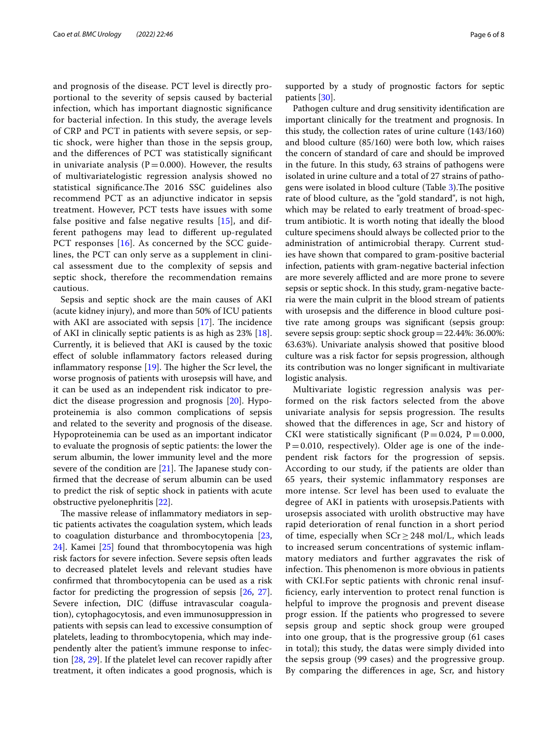and prognosis of the disease. PCT level is directly proportional to the severity of sepsis caused by bacterial infection, which has important diagnostic significance for bacterial infection. In this study, the average levels of CRP and PCT in patients with severe sepsis, or septic shock, were higher than those in the sepsis group, and the differences of PCT was statistically significant in univariate analysis ($P = 0.000$). However, the results of multivariatelogistic regression analysis showed no statistical significance.The 2016 SSC guidelines also recommend PCT as an adjunctive indicator in sepsis treatment. However, PCT tests have issues with some false positive and false negative results [15], and different pathogens may lead to different up-regulated PCT responses [16]. As concerned by the SCC guidelines, the PCT can only serve as a supplement in clinical assessment due to the complexity of sepsis and septic shock, therefore the recommendation remains cautious.

Sepsis and septic shock are the main causes of AKI (acute kidney injury), and more than 50% of ICU patients with AKI are associated with sepsis [17]. The incidence of AKI in clinically septic patients is as high as 23% [18]. Currently, it is believed that AKI is caused by the toxic effect of soluble inflammatory factors released during inflammatory response [19]. The higher the Scr level, the worse prognosis of patients with urosepsis will have, and it can be used as an independent risk indicator to predict the disease progression and prognosis [20]. Hypoproteinemia is also common complications of sepsis and related to the severity and prognosis of the disease. Hypoproteinemia can be used as an important indicator to evaluate the prognosis of septic patients: the lower the serum albumin, the lower immunity level and the more severe of the condition are [21]. The Japanese study confirmed that the decrease of serum albumin can be used to predict the risk of septic shock in patients with acute obstructive pyelonephritis [22].

The massive release of inflammatory mediators in septic patients activates the coagulation system, which leads to coagulation disturbance and thrombocytopenia [23, 24]. Kamei [25] found that thrombocytopenia was high risk factors for severe infection. Severe sepsis often leads to decreased platelet levels and relevant studies have confirmed that thrombocytopenia can be used as a risk factor for predicting the progression of sepsis [26, 27]. Severe infection, DIC (diffuse intravascular coagulation), cytophagocytosis, and even immunosuppression in patients with sepsis can lead to excessive consumption of platelets, leading to thrombocytopenia, which may independently alter the patient's immune response to infection [28, 29]. If the platelet level can recover rapidly after treatment, it often indicates a good prognosis, which is supported by a study of prognostic factors for septic patients [30].

Pathogen culture and drug sensitivity identification are important clinically for the treatment and prognosis. In this study, the collection rates of urine culture (143/160) and blood culture (85/160) were both low, which raises the concern of standard of care and should be improved in the future. In this study, 63 strains of pathogens were isolated in urine culture and a total of 27 strains of pathogens were isolated in blood culture (Table 3).The positive rate of blood culture, as the "gold standard", is not high, which may be related to early treatment of broad-spectrum antibiotic. It is worth noting that ideally the blood culture specimens should always be collected prior to the administration of antimicrobial therapy. Current studies have shown that compared to gram-positive bacterial infection, patients with gram-negative bacterial infection are more severely afflicted and are more prone to severe sepsis or septic shock. In this study, gram-negative bacteria were the main culprit in the blood stream of patients with urosepsis and the difference in blood culture positive rate among groups was significant (sepsis group: severe sepsis group: septic shock group = 22.44%: 36.00%: 63.63%). Univariate analysis showed that positive blood culture was a risk factor for sepsis progression, although its contribution was no longer significant in multivariate logistic analysis.

Multivariate logistic regression analysis was performed on the risk factors selected from the above univariate analysis for sepsis progression. The results showed that the differences in age, Scr and history of CKI were statistically significant ($P = 0.024$, $P = 0.000$, $P = 0.010$, respectively). Older age is one of the independent risk factors for the progression of sepsis. According to our study, if the patients are older than 65 years, their systemic inflammatory responses are more intense. Scr level has been used to evaluate the degree of AKI in patients with urosepsis.Patients with urosepsis associated with urolith obstructive may have rapid deterioration of renal function in a short period of time, especially when $SCr \geq 248$ mol/L, which leads to increased serum concentrations of systemic inflammatory mediators and further aggravates the risk of infection. This phenomenon is more obvious in patients with CKI.For septic patients with chronic renal insufficiency, early intervention to protect renal function is helpful to improve the prognosis and prevent disease progr ession. If the patients who progressed to severe sepsis group and septic shock group were grouped into one group, that is the progressive group (61 cases in total); this study, the datas were simply divided into the sepsis group (99 cases) and the progressive group. By comparing the differences in age, Scr, and history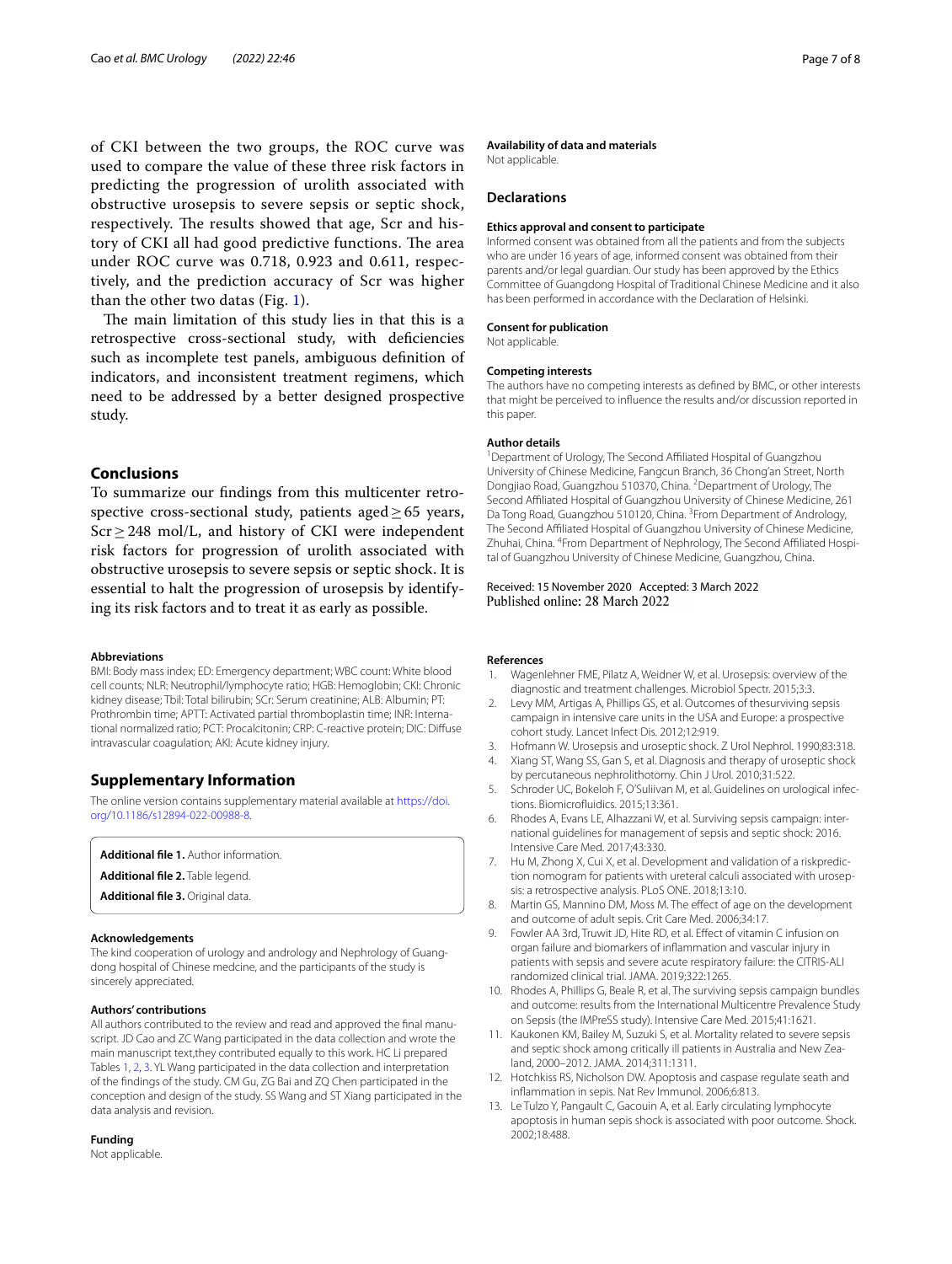of CKI between the two groups, the ROC curve was used to compare the value of these three risk factors in predicting the progression of urolith associated with obstructive urosepsis to severe sepsis or septic shock, respectively. The results showed that age, Scr and history of CKI all had good predictive functions. The area under ROC curve was 0.718, 0.923 and 0.611, respectively, and the prediction accuracy of Scr was higher than the other two datas (Fig. 1).

The main limitation of this study lies in that this is a retrospective cross-sectional study, with deficiencies such as incomplete test panels, ambiguous definition of indicators, and inconsistent treatment regimens, which need to be addressed by a better designed prospective study.

## Conclusions

To summarize our findings from this multicenter retrospective cross-sectional study, patients aged $\geq 65$ years, Scr $\geq 248$ mol/L, and history of CKI were independent risk factors for progression of urolith associated with obstructive urosepsis to severe sepsis or septic shock. It is essential to halt the progression of urosepsis by identifying its risk factors and to treat it as early as possible.

#### Abbreviations

BMI: Body mass index; ED: Emergency department; WBC count: White blood cell counts; NLR: Neutrophil/lymphocyte ratio; HGB: Hemoglobin; CKI: Chronic kidney disease; Tbil: Total bilirubin; SCr: Serum creatinine; ALB: Albumin; PT: Prothrombin time; APTT: Activated partial thromboplastin time; INR: International normalized ratio; PCT: Procalcitonin; CRP: C-reactive protein; DIC: Diffuse intravascular coagulation; AKI: Acute kidney injury.

## Supplementary Information

The online version contains supplementary material available at https://doi.org/10.1186/s12894-022-00988-8.

**Additional file 1.** Author information.

**Additional file 2.** Table legend.

**Additional file 3.** Original data.

#### Acknowledgements

The kind cooperation of urology and andrology and Nephrology of Guangdong hospital of Chinese medcine, and the participants of the study is sincerely appreciated.

#### Authors' contributions

All authors contributed to the review and read and approved the final manuscript. JD Cao and ZC Wang participated in the data collection and wrote the main manuscript text,they contributed equally to this work. HC Li prepared Tables 1, 2, 3. YL Wang participated in the data collection and interpretation of the findings of the study. CM Gu, ZG Bai and ZQ Chen participated in the conception and design of the study. SS Wang and ST Xiang participated in the data analysis and revision.

#### Funding

Not applicable.

#### Availability of data and materials

Not applicable.

## Declarations

#### Ethics approval and consent to participate

Informed consent was obtained from all the patients and from the subjects who are under 16 years of age, informed consent was obtained from their parents and/or legal guardian. Our study has been approved by the Ethics Committee of Guangdong Hospital of Traditional Chinese Medicine and it also has been performed in accordance with the Declaration of Helsinki.

#### Consent for publication

Not applicable.

#### Competing interests

The authors have no competing interests as defined by BMC, or other interests that might be perceived to influence the results and/or discussion reported in this paper.

#### Author details

[1]Department of Urology, The Second Affiliated Hospital of Guangzhou University of Chinese Medicine, Fangcun Branch, 36 Chong'an Street, North Dongjiao Road, Guangzhou 510370, China. [2]Department of Urology, The Second Affiliated Hospital of Guangzhou University of Chinese Medicine, 261 Da Tong Road, Guangzhou 510120, China. [3]From Department of Andrology, The Second Affiliated Hospital of Guangzhou University of Chinese Medicine, Zhuhai, China. [4]From Department of Nephrology, The Second Affiliated Hospital of Guangzhou University of Chinese Medicine, Guangzhou, China.

Received: 15 November 2020 Accepted: 3 March 2022
Published online: 28 March 2022

#### References

1. Wagenlehner FME, Pilatz A, Weidner W, et al. Urosepsis: overview of the diagnostic and treatment challenges. Microbiol Spectr. 2015;3:3.
2. Levy MM, Artigas A, Phillips GS, et al. Outcomes of thesurviving sepsis campaign in intensive care units in the USA and Europe: a prospective cohort study. Lancet Infect Dis. 2012;12:919.
3. Hofmann W. Urosepsis and uroseptic shock. Z Urol Nephrol. 1990;83:318.
4. Xiang ST, Wang SS, Gan S, et al. Diagnosis and therapy of uroseptic shock by percutaneous nephrolithotomy. Chin J Urol. 2010;31:522.
5. Schroder UC, Bokeloh F, O'Suliivan M, et al. Guidelines on urological infections. Biomicrofluidics. 2015;13:361.
6. Rhodes A, Evans LE, Alhazzani W, et al. Surviving sepsis campaign: international guidelines for management of sepsis and septic shock: 2016. Intensive Care Med. 2017;43:330.
7. Hu M, Zhong X, Cui X, et al. Development and validation of a riskprediction nomogram for patients with ureteral calculi associated with urosepsis: a retrospective analysis. PLoS ONE. 2018;13:10.
8. Martin GS, Mannino DM, Moss M. The effect of age on the development and outcome of adult sepis. Crit Care Med. 2006;34:17.
9. Fowler AA 3rd, Truwit JD, Hite RD, et al. Effect of vitamin C infusion on organ failure and biomarkers of inflammation and vascular injury in patients with sepsis and severe acute respiratory failure: the CITRIS-ALI randomized clinical trial. JAMA. 2019;322:1265.
10. Rhodes A, Phillips G, Beale R, et al. The surviving sepsis campaign bundles and outcome: results from the International Multicentre Prevalence Study on Sepsis (the IMPreSS study). Intensive Care Med. 2015;41:1621.
11. Kaukonen KM, Bailey M, Suzuki S, et al. Mortality related to severe sepsis and septic shock among critically ill patients in Australia and New Zealand, 2000–2012. JAMA. 2014;311:1311.
12. Hotchkiss RS, Nicholson DW. Apoptosis and caspase regulate seath and inflammation in sepis. Nat Rev Immunol. 2006;6:813.
13. Le Tulzo Y, Pangault C, Gacouin A, et al. Early circulating lymphocyte apoptosis in human sepis shock is associated with poor outcome. Shock. 2002;18:488.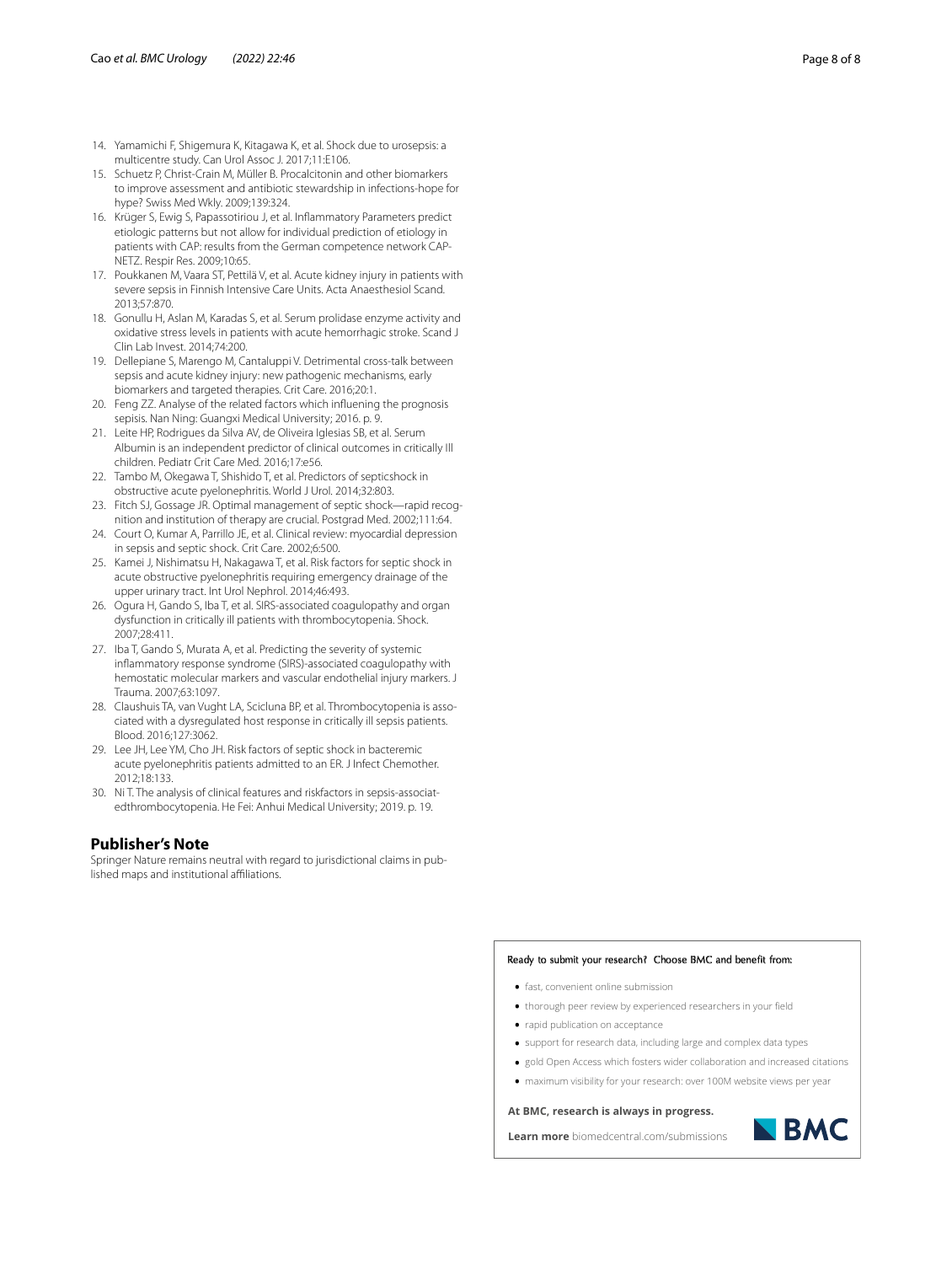14. Yamamichi F, Shigemura K, Kitagawa K, et al. Shock due to urosepsis: a multicentre study. Can Urol Assoc J. 2017;11:E106.
15. Schuetz P, Christ-Crain M, Müller B. Procalcitonin and other biomarkers to improve assessment and antibiotic stewardship in infections-hope for hype? Swiss Med Wkly. 2009;139:324.
16. Krüger S, Ewig S, Papassotiriou J, et al. Inflammatory Parameters predict etiologic patterns but not allow for individual prediction of etiology in patients with CAP: results from the German competence network CAP-NETZ. Respir Res. 2009;10:65.
17. Poukkanen M, Vaara ST, Pettilä V, et al. Acute kidney injury in patients with severe sepsis in Finnish Intensive Care Units. Acta Anaesthesiol Scand. 2013;57:870.
18. Gonullu H, Aslan M, Karadas S, et al. Serum prolidase enzyme activity and oxidative stress levels in patients with acute hemorrhagic stroke. Scand J Clin Lab Invest. 2014;74:200.
19. Dellepiane S, Marengo M, Cantaluppi V. Detrimental cross-talk between sepsis and acute kidney injury: new pathogenic mechanisms, early biomarkers and targeted therapies. Crit Care. 2016;20:1.
20. Feng ZZ. Analyse of the related factors which influening the prognosis sepisis. Nan Ning: Guangxi Medical University; 2016. p. 9.
21. Leite HP, Rodrigues da Silva AV, de Oliveira Iglesias SB, et al. Serum Albumin is an independent predictor of clinical outcomes in critically Ill children. Pediatr Crit Care Med. 2016;17:e56.
22. Tambo M, Okegawa T, Shishido T, et al. Predictors of septicshock in obstructive acute pyelonephritis. World J Urol. 2014;32:803.
23. Fitch SJ, Gossage JR. Optimal management of septic shock—rapid recognition and institution of therapy are crucial. Postgrad Med. 2002;111:64.
24. Court O, Kumar A, Parrillo JE, et al. Clinical review: myocardial depression in sepsis and septic shock. Crit Care. 2002;6:500.
25. Kamei J, Nishimatsu H, Nakagawa T, et al. Risk factors for septic shock in acute obstructive pyelonephritis requiring emergency drainage of the upper urinary tract. Int Urol Nephrol. 2014;46:493.
26. Ogura H, Gando S, Iba T, et al. SIRS-associated coagulopathy and organ dysfunction in critically ill patients with thrombocytopenia. Shock. 2007;28:411.
27. Iba T, Gando S, Murata A, et al. Predicting the severity of systemic inflammatory response syndrome (SIRS)-associated coagulopathy with hemostatic molecular markers and vascular endothelial injury markers. J Trauma. 2007;63:1097.
28. Claushuis TA, van Vught LA, Scicluna BP, et al. Thrombocytopenia is associated with a dysregulated host response in critically ill sepsis patients. Blood. 2016;127:3062.
29. Lee JH, Lee YM, Cho JH. Risk factors of septic shock in bacteremic acute pyelonephritis patients admitted to an ER. J Infect Chemother. 2012;18:133.
30. Ni T. The analysis of clinical features and riskfactors in sepsis-associatedthrombocytopenia. He Fei: Anhui Medical University; 2019. p. 19.

## Publisher's Note

Springer Nature remains neutral with regard to jurisdictional claims in published maps and institutional affiliations.

Ready to submit your research? Choose BMC and benefit from:

- fast, convenient online submission
- thorough peer review by experienced researchers in your field
- rapid publication on acceptance
- support for research data, including large and complex data types
- gold Open Access which fosters wider collaboration and increased citations
- maximum visibility for your research: over 100M website views per year

**At BMC, research is always in progress.**

**Learn more** biomedcentral.com/submissions

BMC